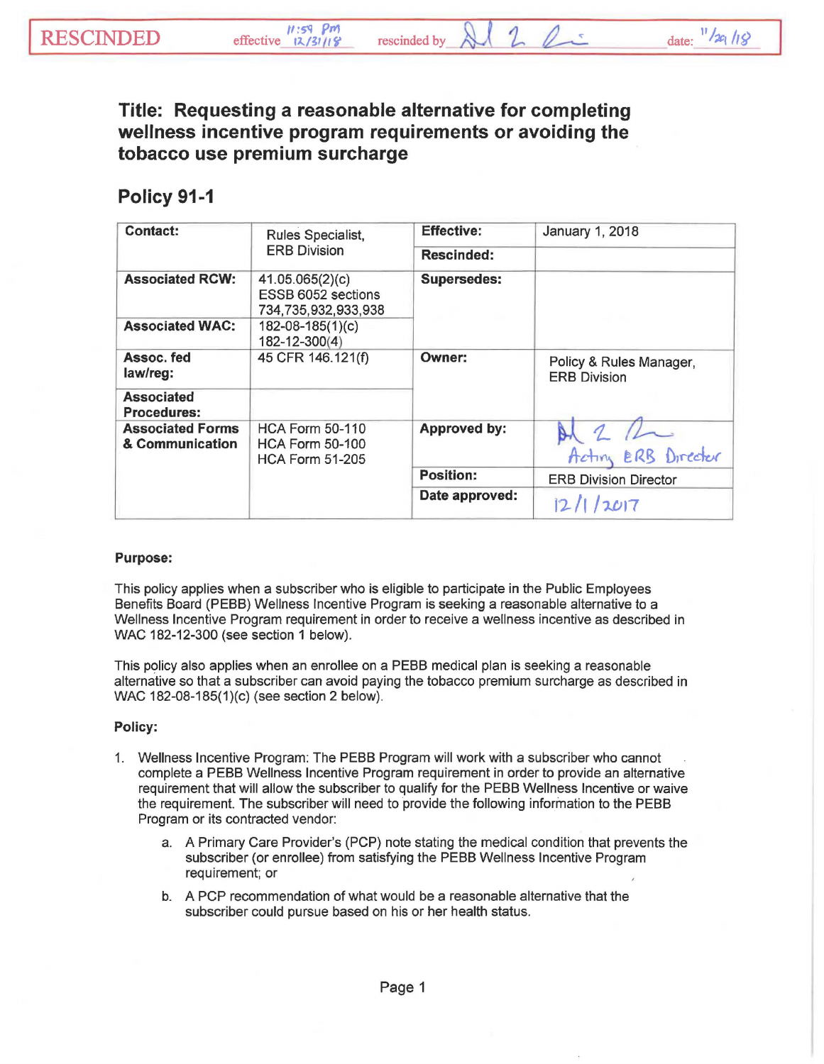RESCINDED effective 11:59 pm 12/31/18 rescinded by [signature] date: 11/29/18

# Title: Requesting a reasonable alternative for completing wellness incentive program requirements or avoiding the tobacco use premium surcharge

## Policy 91-1

| Contact: | Rules Specialist, ERB Division | Effective: | January 1, 2018 |
|---|---|---|---|
| | | Rescinded: | |
| Associated RCW: | 41.05.065(2)(c) ESSB 6052 sections 734,735,932,933,938 | Supersedes: | |
| Associated WAC: | 182-08-185(1)(c) 182-12-300(4) | | |
| Assoc. fed law/reg: | 45 CFR 146.121(f) | Owner: | Policy & Rules Manager, ERB Division |
| Associated Procedures: | | | |
| Associated Forms & Communication | HCA Form 50-110 HCA Form 50-100 HCA Form 51-205 | Approved by: | [signature] Acting ERB Director |
| | | Position: | ERB Division Director |
| | | Date approved: | 12/1/2017 |

**Purpose:**

This policy applies when a subscriber who is eligible to participate in the Public Employees Benefits Board (PEBB) Wellness Incentive Program is seeking a reasonable alternative to a Wellness Incentive Program requirement in order to receive a wellness incentive as described in WAC 182-12-300 (see section 1 below).

This policy also applies when an enrollee on a PEBB medical plan is seeking a reasonable alternative so that a subscriber can avoid paying the tobacco premium surcharge as described in WAC 182-08-185(1)(c) (see section 2 below).

**Policy:**

1. Wellness Incentive Program: The PEBB Program will work with a subscriber who cannot complete a PEBB Wellness Incentive Program requirement in order to provide an alternative requirement that will allow the subscriber to qualify for the PEBB Wellness Incentive or waive the requirement. The subscriber will need to provide the following information to the PEBB Program or its contracted vendor:

    a. A Primary Care Provider's (PCP) note stating the medical condition that prevents the subscriber (or enrollee) from satisfying the PEBB Wellness Incentive Program requirement; or

    b. A PCP recommendation of what would be a reasonable alternative that the subscriber could pursue based on his or her health status.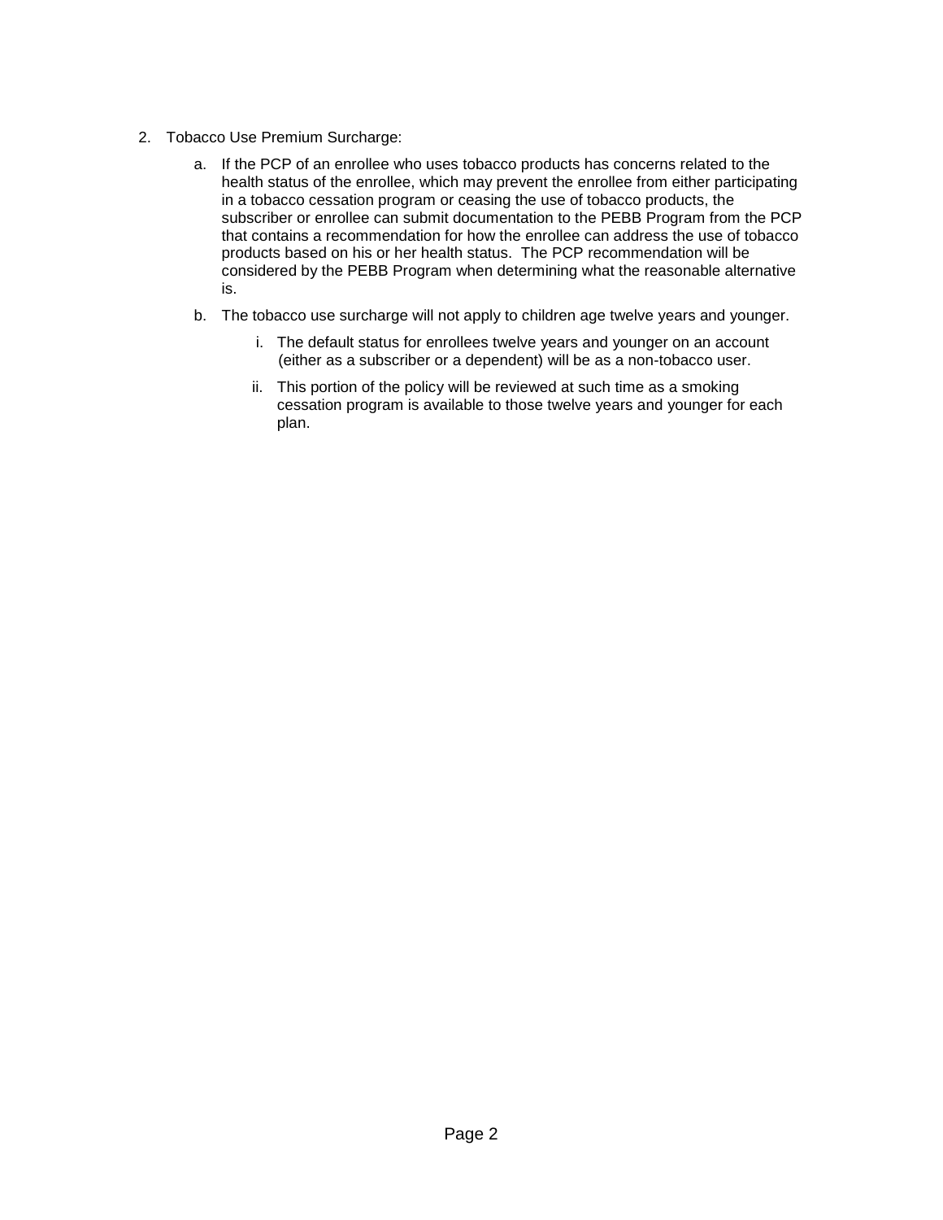2. Tobacco Use Premium Surcharge:

   a. If the PCP of an enrollee who uses tobacco products has concerns related to the health status of the enrollee, which may prevent the enrollee from either participating in a tobacco cessation program or ceasing the use of tobacco products, the subscriber or enrollee can submit documentation to the PEBB Program from the PCP that contains a recommendation for how the enrollee can address the use of tobacco products based on his or her health status. The PCP recommendation will be considered by the PEBB Program when determining what the reasonable alternative is.

   b. The tobacco use surcharge will not apply to children age twelve years and younger.

      i. The default status for enrollees twelve years and younger on an account (either as a subscriber or a dependent) will be as a non-tobacco user.

      ii. This portion of the policy will be reviewed at such time as a smoking cessation program is available to those twelve years and younger for each plan.